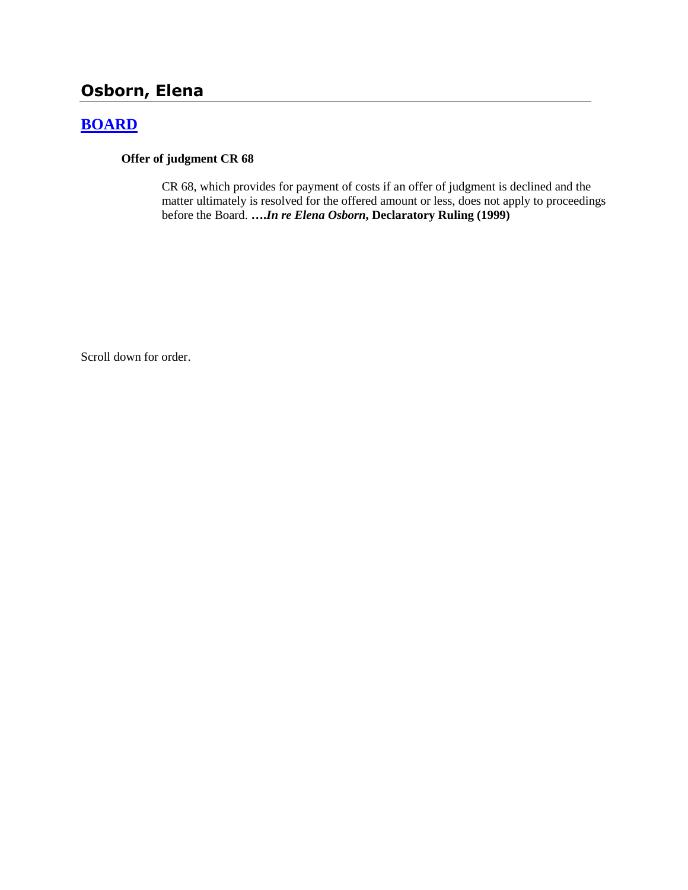# Osborn, Elena

## BOARD

### Offer of judgment CR 68

CR 68, which provides for payment of costs if an offer of judgment is declined and the matter ultimately is resolved for the offered amount or less, does not apply to proceedings before the Board. ***….In re Elena Osborn*, Declaratory Ruling (1999)**

Scroll down for order.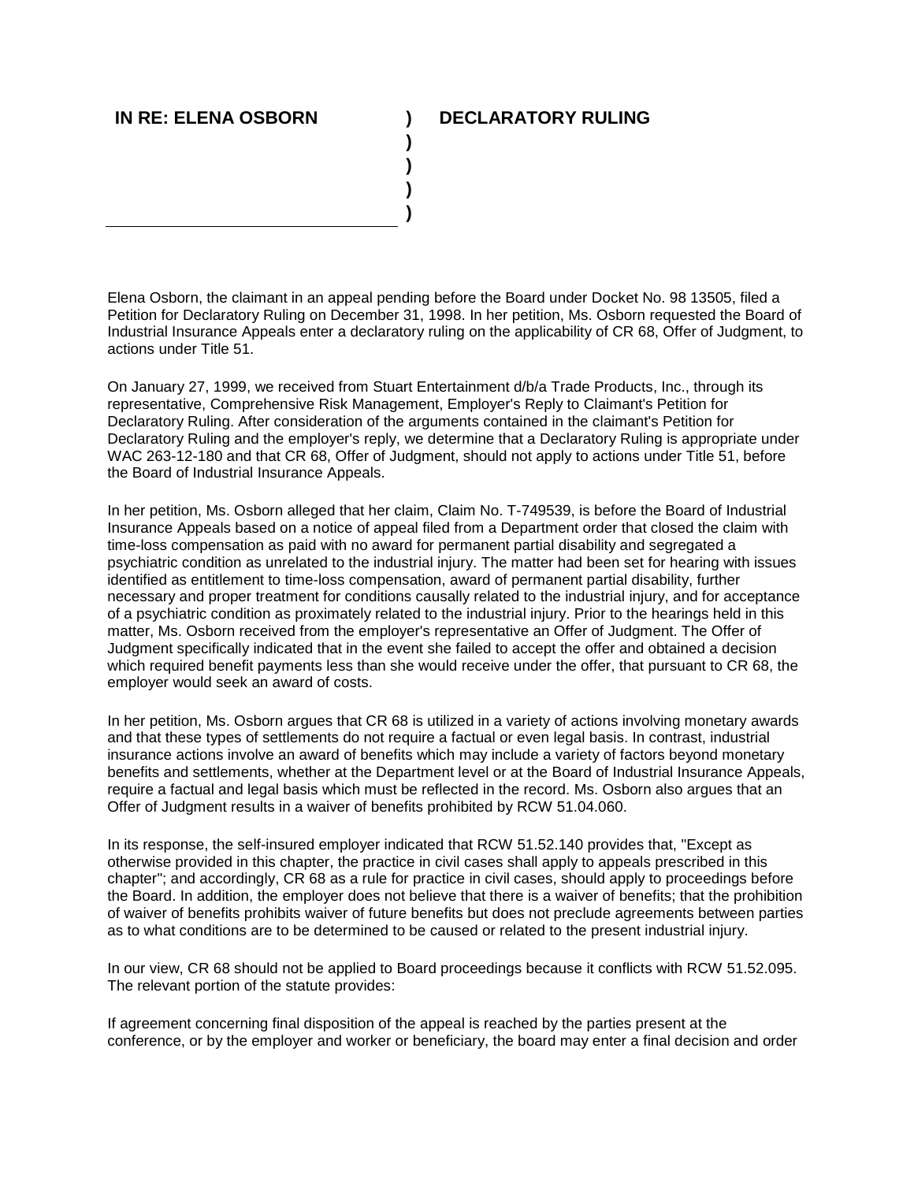**IN RE: ELENA OSBORN** ) **DECLARATORY RULING**

Elena Osborn, the claimant in an appeal pending before the Board under Docket No. 98 13505, filed a Petition for Declaratory Ruling on December 31, 1998. In her petition, Ms. Osborn requested the Board of Industrial Insurance Appeals enter a declaratory ruling on the applicability of CR 68, Offer of Judgment, to actions under Title 51.

On January 27, 1999, we received from Stuart Entertainment d/b/a Trade Products, Inc., through its representative, Comprehensive Risk Management, Employer's Reply to Claimant's Petition for Declaratory Ruling. After consideration of the arguments contained in the claimant's Petition for Declaratory Ruling and the employer's reply, we determine that a Declaratory Ruling is appropriate under WAC 263-12-180 and that CR 68, Offer of Judgment, should not apply to actions under Title 51, before the Board of Industrial Insurance Appeals.

In her petition, Ms. Osborn alleged that her claim, Claim No. T-749539, is before the Board of Industrial Insurance Appeals based on a notice of appeal filed from a Department order that closed the claim with time-loss compensation as paid with no award for permanent partial disability and segregated a psychiatric condition as unrelated to the industrial injury. The matter had been set for hearing with issues identified as entitlement to time-loss compensation, award of permanent partial disability, further necessary and proper treatment for conditions causally related to the industrial injury, and for acceptance of a psychiatric condition as proximately related to the industrial injury. Prior to the hearings held in this matter, Ms. Osborn received from the employer's representative an Offer of Judgment. The Offer of Judgment specifically indicated that in the event she failed to accept the offer and obtained a decision which required benefit payments less than she would receive under the offer, that pursuant to CR 68, the employer would seek an award of costs.

In her petition, Ms. Osborn argues that CR 68 is utilized in a variety of actions involving monetary awards and that these types of settlements do not require a factual or even legal basis. In contrast, industrial insurance actions involve an award of benefits which may include a variety of factors beyond monetary benefits and settlements, whether at the Department level or at the Board of Industrial Insurance Appeals, require a factual and legal basis which must be reflected in the record. Ms. Osborn also argues that an Offer of Judgment results in a waiver of benefits prohibited by RCW 51.04.060.

In its response, the self-insured employer indicated that RCW 51.52.140 provides that, "Except as otherwise provided in this chapter, the practice in civil cases shall apply to appeals prescribed in this chapter"; and accordingly, CR 68 as a rule for practice in civil cases, should apply to proceedings before the Board. In addition, the employer does not believe that there is a waiver of benefits; that the prohibition of waiver of benefits prohibits waiver of future benefits but does not preclude agreements between parties as to what conditions are to be determined to be caused or related to the present industrial injury.

In our view, CR 68 should not be applied to Board proceedings because it conflicts with RCW 51.52.095. The relevant portion of the statute provides:

If agreement concerning final disposition of the appeal is reached by the parties present at the conference, or by the employer and worker or beneficiary, the board may enter a final decision and order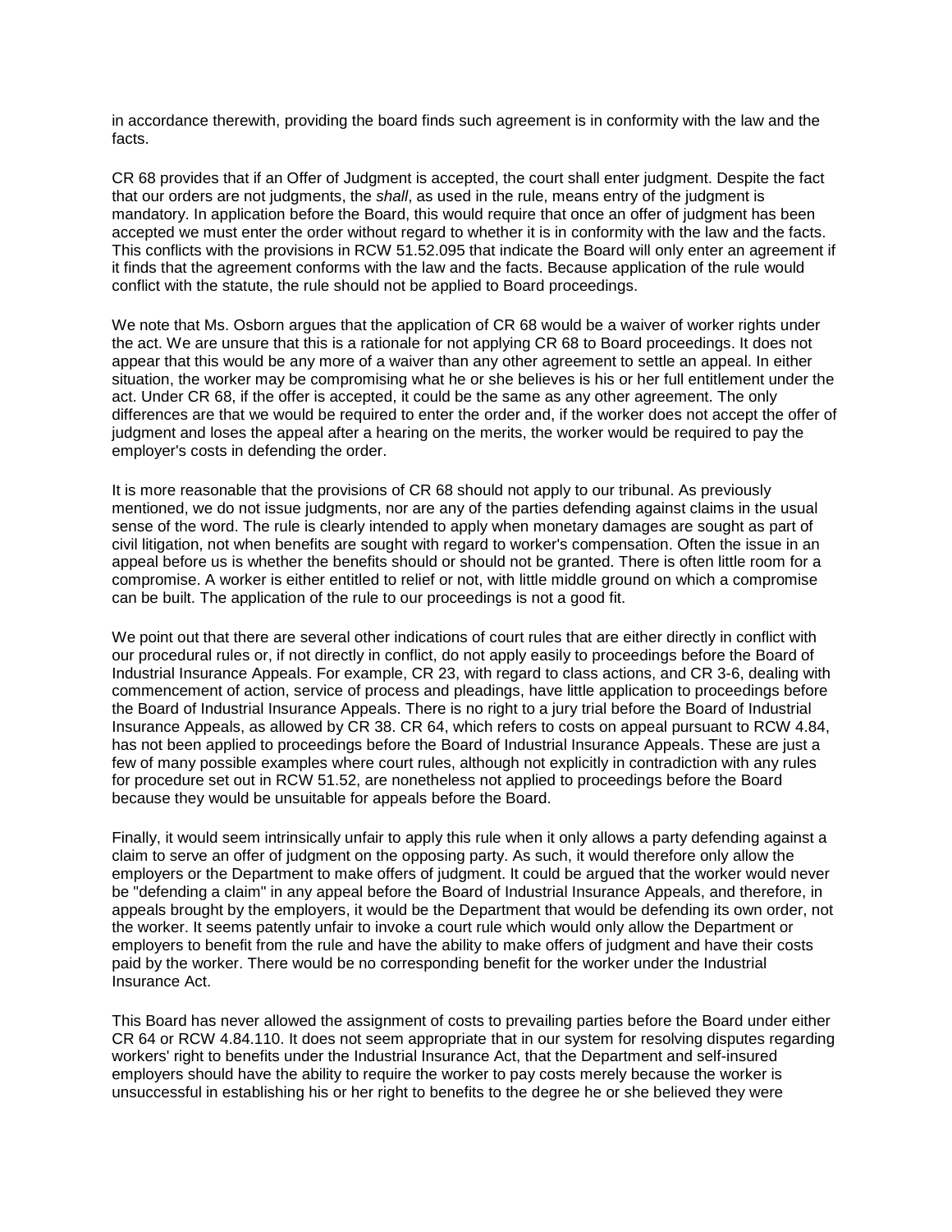in accordance therewith, providing the board finds such agreement is in conformity with the law and the facts.

CR 68 provides that if an Offer of Judgment is accepted, the court shall enter judgment. Despite the fact that our orders are not judgments, the *shall*, as used in the rule, means entry of the judgment is mandatory. In application before the Board, this would require that once an offer of judgment has been accepted we must enter the order without regard to whether it is in conformity with the law and the facts. This conflicts with the provisions in RCW 51.52.095 that indicate the Board will only enter an agreement if it finds that the agreement conforms with the law and the facts. Because application of the rule would conflict with the statute, the rule should not be applied to Board proceedings.

We note that Ms. Osborn argues that the application of CR 68 would be a waiver of worker rights under the act. We are unsure that this is a rationale for not applying CR 68 to Board proceedings. It does not appear that this would be any more of a waiver than any other agreement to settle an appeal. In either situation, the worker may be compromising what he or she believes is his or her full entitlement under the act. Under CR 68, if the offer is accepted, it could be the same as any other agreement. The only differences are that we would be required to enter the order and, if the worker does not accept the offer of judgment and loses the appeal after a hearing on the merits, the worker would be required to pay the employer's costs in defending the order.

It is more reasonable that the provisions of CR 68 should not apply to our tribunal. As previously mentioned, we do not issue judgments, nor are any of the parties defending against claims in the usual sense of the word. The rule is clearly intended to apply when monetary damages are sought as part of civil litigation, not when benefits are sought with regard to worker's compensation. Often the issue in an appeal before us is whether the benefits should or should not be granted. There is often little room for a compromise. A worker is either entitled to relief or not, with little middle ground on which a compromise can be built. The application of the rule to our proceedings is not a good fit.

We point out that there are several other indications of court rules that are either directly in conflict with our procedural rules or, if not directly in conflict, do not apply easily to proceedings before the Board of Industrial Insurance Appeals. For example, CR 23, with regard to class actions, and CR 3-6, dealing with commencement of action, service of process and pleadings, have little application to proceedings before the Board of Industrial Insurance Appeals. There is no right to a jury trial before the Board of Industrial Insurance Appeals, as allowed by CR 38. CR 64, which refers to costs on appeal pursuant to RCW 4.84, has not been applied to proceedings before the Board of Industrial Insurance Appeals. These are just a few of many possible examples where court rules, although not explicitly in contradiction with any rules for procedure set out in RCW 51.52, are nonetheless not applied to proceedings before the Board because they would be unsuitable for appeals before the Board.

Finally, it would seem intrinsically unfair to apply this rule when it only allows a party defending against a claim to serve an offer of judgment on the opposing party. As such, it would therefore only allow the employers or the Department to make offers of judgment. It could be argued that the worker would never be "defending a claim" in any appeal before the Board of Industrial Insurance Appeals, and therefore, in appeals brought by the employers, it would be the Department that would be defending its own order, not the worker. It seems patently unfair to invoke a court rule which would only allow the Department or employers to benefit from the rule and have the ability to make offers of judgment and have their costs paid by the worker. There would be no corresponding benefit for the worker under the Industrial Insurance Act.

This Board has never allowed the assignment of costs to prevailing parties before the Board under either CR 64 or RCW 4.84.110. It does not seem appropriate that in our system for resolving disputes regarding workers' right to benefits under the Industrial Insurance Act, that the Department and self-insured employers should have the ability to require the worker to pay costs merely because the worker is unsuccessful in establishing his or her right to benefits to the degree he or she believed they were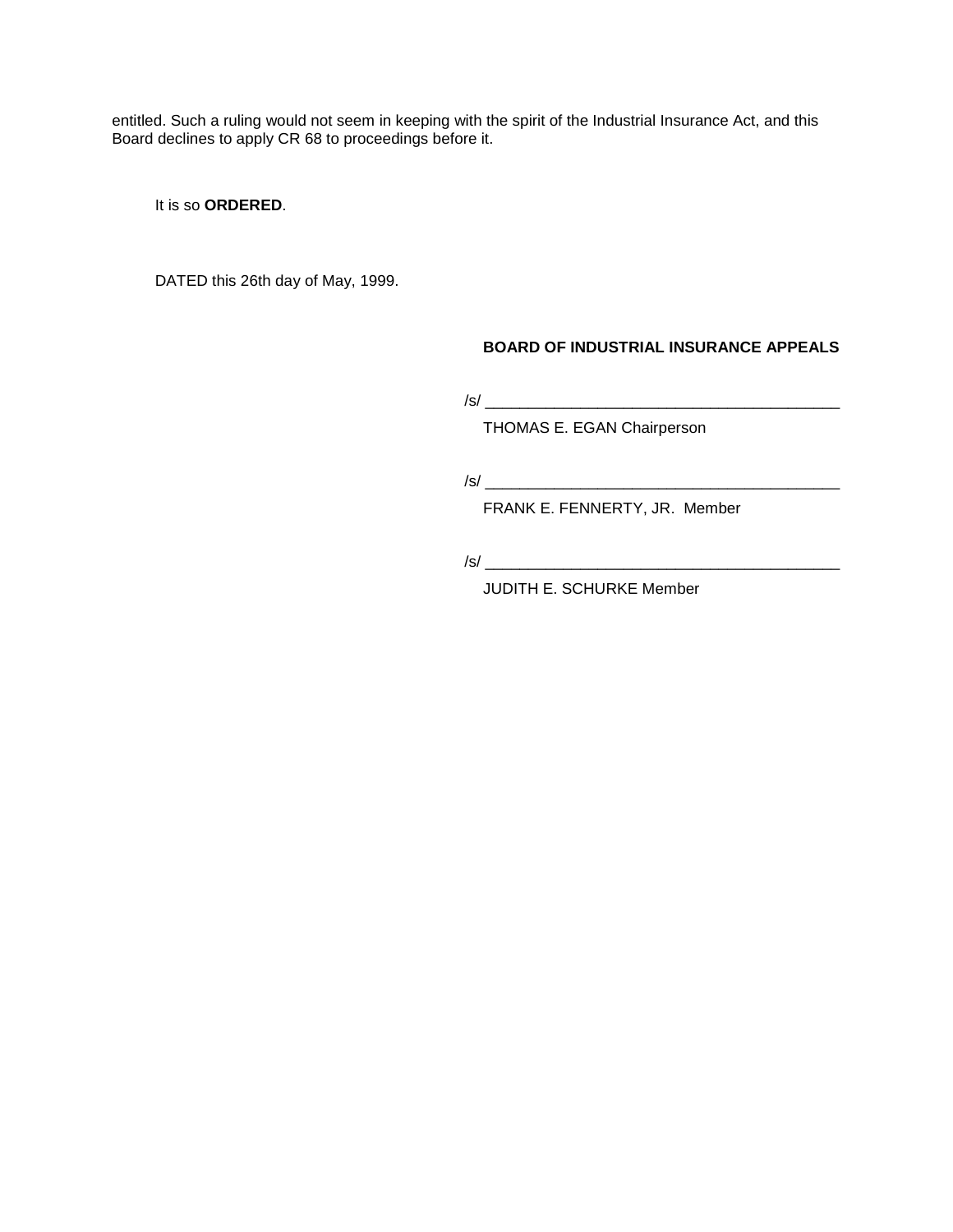entitled. Such a ruling would not seem in keeping with the spirit of the Industrial Insurance Act, and this Board declines to apply CR 68 to proceedings before it.

It is so **ORDERED**.

DATED this 26th day of May, 1999.

**BOARD OF INDUSTRIAL INSURANCE APPEALS**

/s/ ________________________________________
THOMAS E. EGAN Chairperson

/s/ ________________________________________
FRANK E. FENNERTY, JR. Member

/s/ ________________________________________
JUDITH E. SCHURKE Member